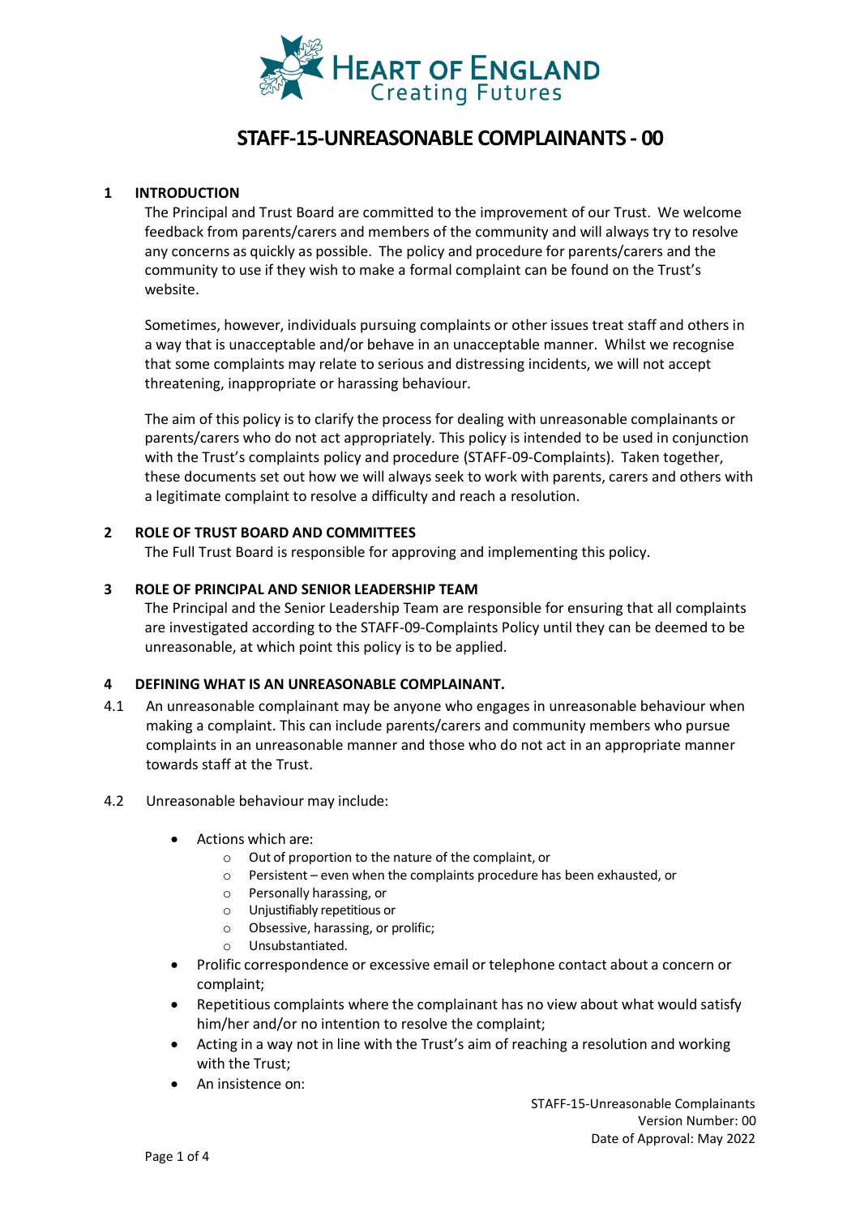# STAFF-15-UNREASONABLE COMPLAINANTS - 00

## 1 INTRODUCTION

The Principal and Trust Board are committed to the improvement of our Trust. We welcome feedback from parents/carers and members of the community and will always try to resolve any concerns as quickly as possible. The policy and procedure for parents/carers and the community to use if they wish to make a formal complaint can be found on the Trust's website.

Sometimes, however, individuals pursuing complaints or other issues treat staff and others in a way that is unacceptable and/or behave in an unacceptable manner. Whilst we recognise that some complaints may relate to serious and distressing incidents, we will not accept threatening, inappropriate or harassing behaviour.

The aim of this policy is to clarify the process for dealing with unreasonable complainants or parents/carers who do not act appropriately. This policy is intended to be used in conjunction with the Trust's complaints policy and procedure (STAFF-09-Complaints). Taken together, these documents set out how we will always seek to work with parents, carers and others with a legitimate complaint to resolve a difficulty and reach a resolution.

## 2 ROLE OF TRUST BOARD AND COMMITTEES

The Full Trust Board is responsible for approving and implementing this policy.

## 3 ROLE OF PRINCIPAL AND SENIOR LEADERSHIP TEAM

The Principal and the Senior Leadership Team are responsible for ensuring that all complaints are investigated according to the STAFF-09-Complaints Policy until they can be deemed to be unreasonable, at which point this policy is to be applied.

## 4 DEFINING WHAT IS AN UNREASONABLE COMPLAINANT.

4.1 An unreasonable complainant may be anyone who engages in unreasonable behaviour when making a complaint. This can include parents/carers and community members who pursue complaints in an unreasonable manner and those who do not act in an appropriate manner towards staff at the Trust.

4.2 Unreasonable behaviour may include:

- Actions which are:
  - Out of proportion to the nature of the complaint, or
  - Persistent – even when the complaints procedure has been exhausted, or
  - Personally harassing, or
  - Unjustifiably repetitious or
  - Obsessive, harassing, or prolific;
  - Unsubstantiated.
- Prolific correspondence or excessive email or telephone contact about a concern or complaint;
- Repetitious complaints where the complainant has no view about what would satisfy him/her and/or no intention to resolve the complaint;
- Acting in a way not in line with the Trust's aim of reaching a resolution and working with the Trust;
- An insistence on: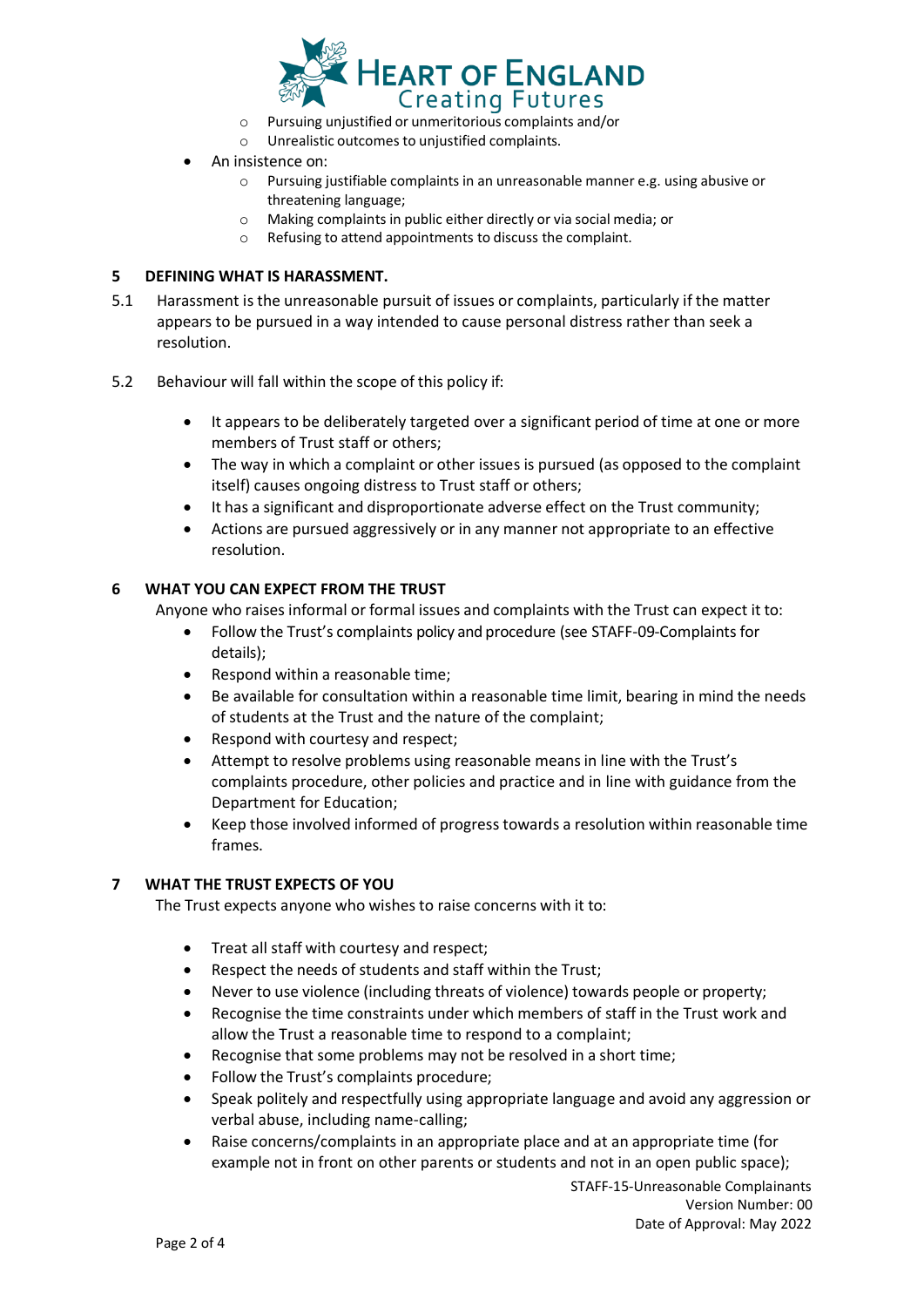- Pursuing unjustified or unmeritorious complaints and/or
  - Unrealistic outcomes to unjustified complaints.
- An insistence on:
  - Pursuing justifiable complaints in an unreasonable manner e.g. using abusive or threatening language;
  - Making complaints in public either directly or via social media; or
  - Refusing to attend appointments to discuss the complaint.

## 5 DEFINING WHAT IS HARASSMENT.

5.1 Harassment is the unreasonable pursuit of issues or complaints, particularly if the matter appears to be pursued in a way intended to cause personal distress rather than seek a resolution.

5.2 Behaviour will fall within the scope of this policy if:

- It appears to be deliberately targeted over a significant period of time at one or more members of Trust staff or others;
- The way in which a complaint or other issues is pursued (as opposed to the complaint itself) causes ongoing distress to Trust staff or others;
- It has a significant and disproportionate adverse effect on the Trust community;
- Actions are pursued aggressively or in any manner not appropriate to an effective resolution.

## 6 WHAT YOU CAN EXPECT FROM THE TRUST

Anyone who raises informal or formal issues and complaints with the Trust can expect it to:

- Follow the Trust's complaints policy and procedure (see STAFF-09-Complaints for details);
- Respond within a reasonable time;
- Be available for consultation within a reasonable time limit, bearing in mind the needs of students at the Trust and the nature of the complaint;
- Respond with courtesy and respect;
- Attempt to resolve problems using reasonable means in line with the Trust's complaints procedure, other policies and practice and in line with guidance from the Department for Education;
- Keep those involved informed of progress towards a resolution within reasonable time frames.

## 7 WHAT THE TRUST EXPECTS OF YOU

The Trust expects anyone who wishes to raise concerns with it to:

- Treat all staff with courtesy and respect;
- Respect the needs of students and staff within the Trust;
- Never to use violence (including threats of violence) towards people or property;
- Recognise the time constraints under which members of staff in the Trust work and allow the Trust a reasonable time to respond to a complaint;
- Recognise that some problems may not be resolved in a short time;
- Follow the Trust's complaints procedure;
- Speak politely and respectfully using appropriate language and avoid any aggression or verbal abuse, including name-calling;
- Raise concerns/complaints in an appropriate place and at an appropriate time (for example not in front on other parents or students and not in an open public space);

STAFF-15-Unreasonable Complainants
Version Number: 00
Date of Approval: May 2022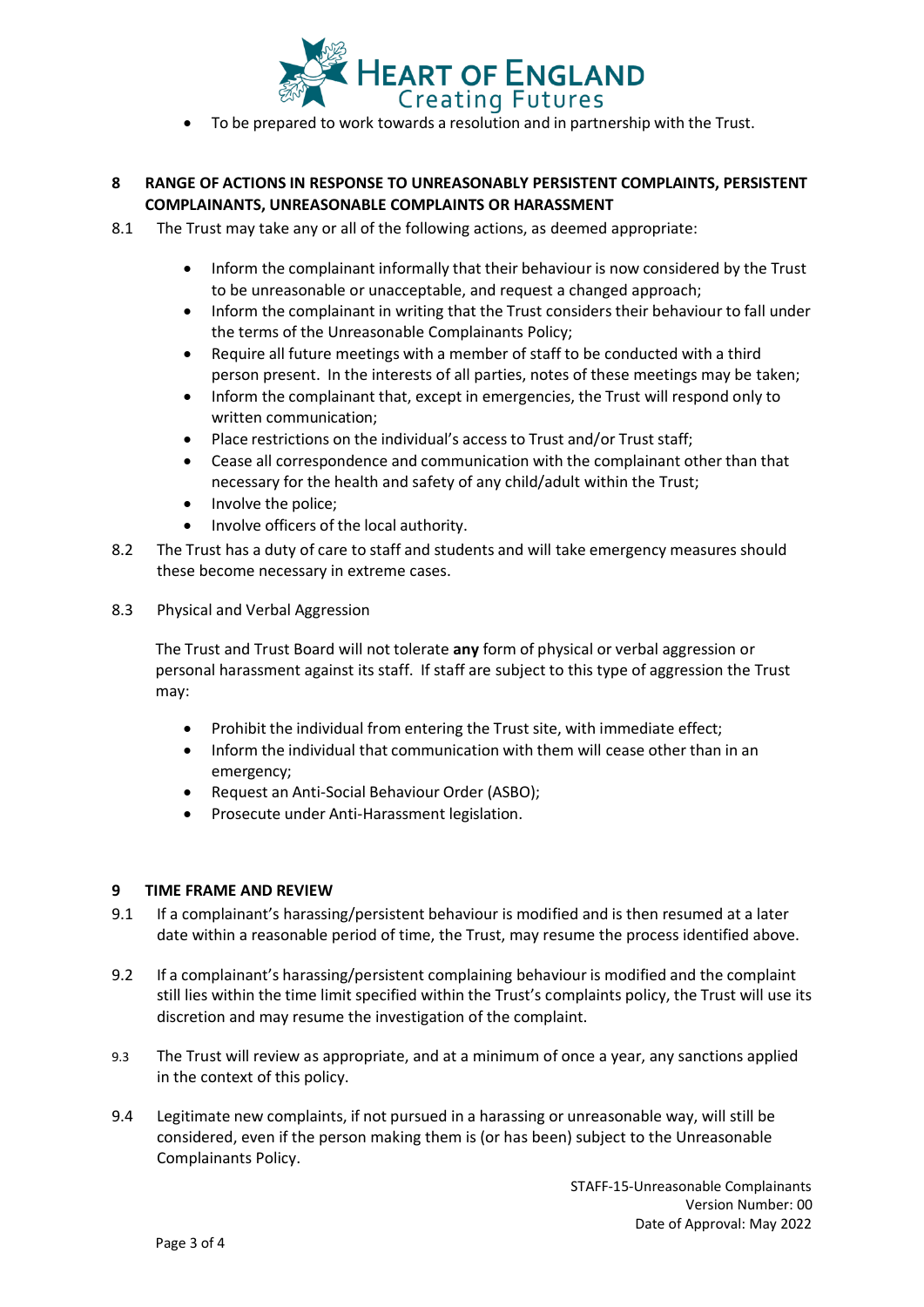- To be prepared to work towards a resolution and in partnership with the Trust.

## 8 RANGE OF ACTIONS IN RESPONSE TO UNREASONABLY PERSISTENT COMPLAINTS, PERSISTENT COMPLAINANTS, UNREASONABLE COMPLAINTS OR HARASSMENT

8.1 The Trust may take any or all of the following actions, as deemed appropriate:

- Inform the complainant informally that their behaviour is now considered by the Trust to be unreasonable or unacceptable, and request a changed approach;
- Inform the complainant in writing that the Trust considers their behaviour to fall under the terms of the Unreasonable Complainants Policy;
- Require all future meetings with a member of staff to be conducted with a third person present. In the interests of all parties, notes of these meetings may be taken;
- Inform the complainant that, except in emergencies, the Trust will respond only to written communication;
- Place restrictions on the individual's access to Trust and/or Trust staff;
- Cease all correspondence and communication with the complainant other than that necessary for the health and safety of any child/adult within the Trust;
- Involve the police;
- Involve officers of the local authority.

8.2 The Trust has a duty of care to staff and students and will take emergency measures should these become necessary in extreme cases.

8.3 Physical and Verbal Aggression

The Trust and Trust Board will not tolerate **any** form of physical or verbal aggression or personal harassment against its staff. If staff are subject to this type of aggression the Trust may:

- Prohibit the individual from entering the Trust site, with immediate effect;
- Inform the individual that communication with them will cease other than in an emergency;
- Request an Anti-Social Behaviour Order (ASBO);
- Prosecute under Anti-Harassment legislation.

## 9 TIME FRAME AND REVIEW

9.1 If a complainant's harassing/persistent behaviour is modified and is then resumed at a later date within a reasonable period of time, the Trust, may resume the process identified above.

9.2 If a complainant's harassing/persistent complaining behaviour is modified and the complaint still lies within the time limit specified within the Trust's complaints policy, the Trust will use its discretion and may resume the investigation of the complaint.

9.3 The Trust will review as appropriate, and at a minimum of once a year, any sanctions applied in the context of this policy.

9.4 Legitimate new complaints, if not pursued in a harassing or unreasonable way, will still be considered, even if the person making them is (or has been) subject to the Unreasonable Complainants Policy.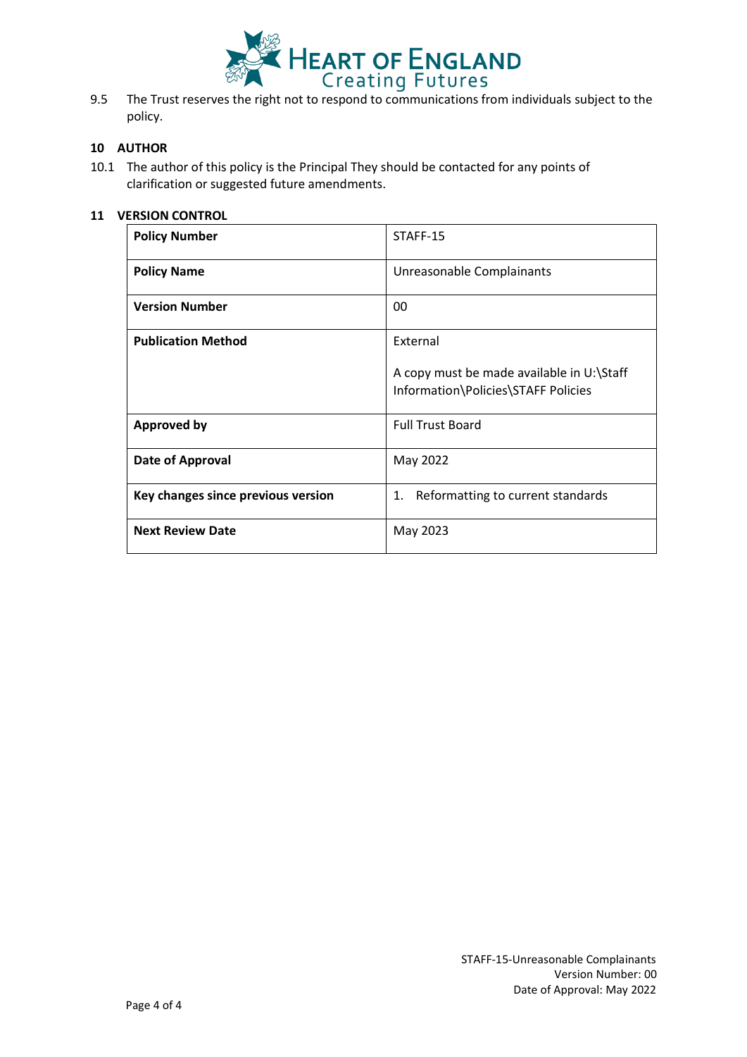9.5 The Trust reserves the right not to respond to communications from individuals subject to the policy.

## 10 AUTHOR

10.1 The author of this policy is the Principal They should be contacted for any points of clarification or suggested future amendments.

## 11 VERSION CONTROL

| | |
|---|---|
| **Policy Number** | STAFF-15 |
| **Policy Name** | Unreasonable Complainants |
| **Version Number** | 00 |
| **Publication Method** | External<br><br>A copy must be made available in U:\Staff Information\Policies\STAFF Policies |
| **Approved by** | Full Trust Board |
| **Date of Approval** | May 2022 |
| **Key changes since previous version** | 1. Reformatting to current standards |
| **Next Review Date** | May 2023 |